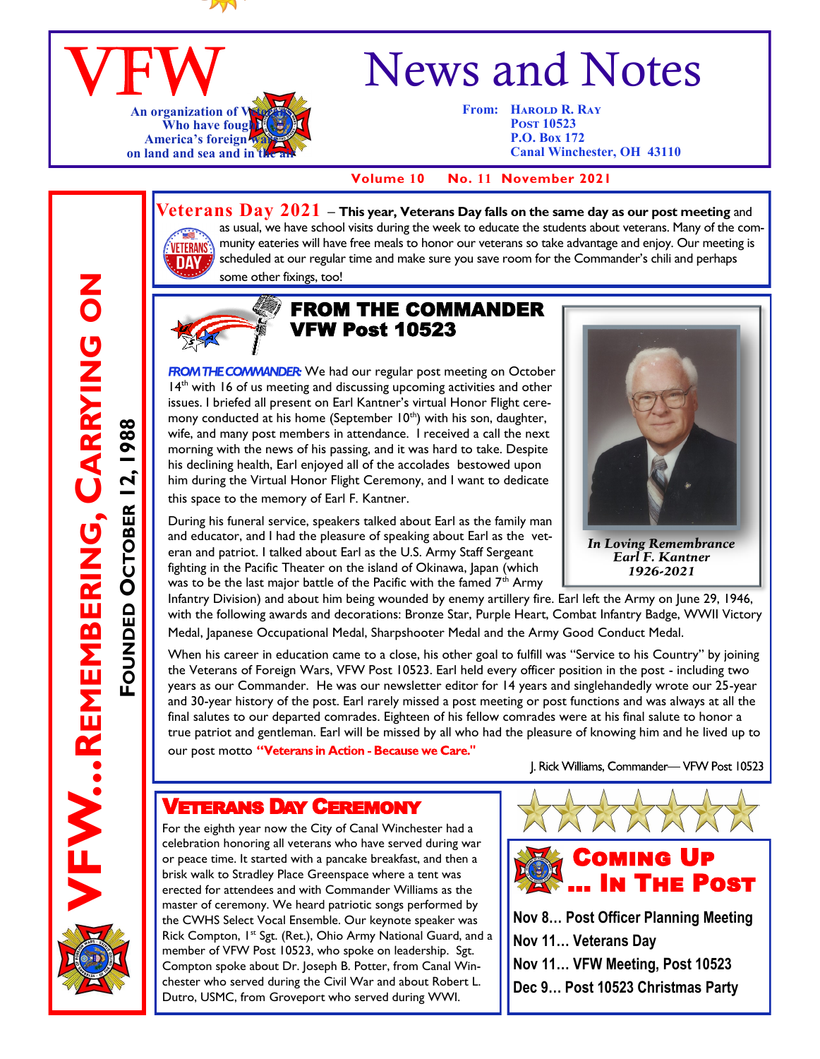# VFW News and Notes

An organization of Veterans
Who have fought
America's foreign wars
on land and sea and in the air

From: Harold R. Ray
Post 10523
P.O. Box 172
Canal Winchester, OH 43110

**Volume 10 No. 11 November 2021**

VFW...Remembering, Carrying On

Founded October 12, 1988

## Veterans Day 2021

– **This year, Veterans Day falls on the same day as our post meeting** and as usual, we have school visits during the week to educate the students about veterans. Many of the community eateries will have free meals to honor our veterans so take advantage and enjoy. Our meeting is scheduled at our regular time and make sure you save room for the Commander's chili and perhaps some other fixings, too!

## FROM THE COMMANDER VFW Post 10523

***FROM THE COMMANDER:*** We had our regular post meeting on October 14th with 16 of us meeting and discussing upcoming activities and other issues. I briefed all present on Earl Kantner's virtual Honor Flight ceremony conducted at his home (September 10th) with his son, daughter, wife, and many post members in attendance. I received a call the next morning with the news of his passing, and it was hard to take. Despite his declining health, Earl enjoyed all of the accolades bestowed upon him during the Virtual Honor Flight Ceremony, and I want to dedicate this space to the memory of Earl F. Kantner.

*In Loving Remembrance*
*Earl F. Kantner*
*1926-2021*

During his funeral service, speakers talked about Earl as the family man and educator, and I had the pleasure of speaking about Earl as the veteran and patriot. I talked about Earl as the U.S. Army Staff Sergeant fighting in the Pacific Theater on the island of Okinawa, Japan (which was to be the last major battle of the Pacific with the famed 7th Army Infantry Division) and about him being wounded by enemy artillery fire. Earl left the Army on June 29, 1946, with the following awards and decorations: Bronze Star, Purple Heart, Combat Infantry Badge, WWII Victory Medal, Japanese Occupational Medal, Sharpshooter Medal and the Army Good Conduct Medal.

When his career in education came to a close, his other goal to fulfill was "Service to his Country" by joining the Veterans of Foreign Wars, VFW Post 10523. Earl held every officer position in the post - including two years as our Commander. He was our newsletter editor for 14 years and singlehandedly wrote our 25-year and 30-year history of the post. Earl rarely missed a post meeting or post functions and was always at all the final salutes to our departed comrades. Eighteen of his fellow comrades were at his final salute to honor a true patriot and gentleman. Earl will be missed by all who had the pleasure of knowing him and he lived up to our post motto **"Veterans in Action - Because we Care."**

J. Rick Williams, Commander— VFW Post 10523

## Veterans Day Ceremony

For the eighth year now the City of Canal Winchester had a celebration honoring all veterans who have served during war or peace time. It started with a pancake breakfast, and then a brisk walk to Stradley Place Greenspace where a tent was erected for attendees and with Commander Williams as the master of ceremony. We heard patriotic songs performed by the CWHS Select Vocal Ensemble. Our keynote speaker was Rick Compton, 1st Sgt. (Ret.), Ohio Army National Guard, and a member of VFW Post 10523, who spoke on leadership. Sgt. Compton spoke about Dr. Joseph B. Potter, from Canal Winchester who served during the Civil War and about Robert L. Dutro, USMC, from Groveport who served during WWI.

## Coming Up ... In The Post

**Nov 8... Post Officer Planning Meeting**
**Nov 11... Veterans Day**
**Nov 11... VFW Meeting, Post 10523**
**Dec 9... Post 10523 Christmas Party**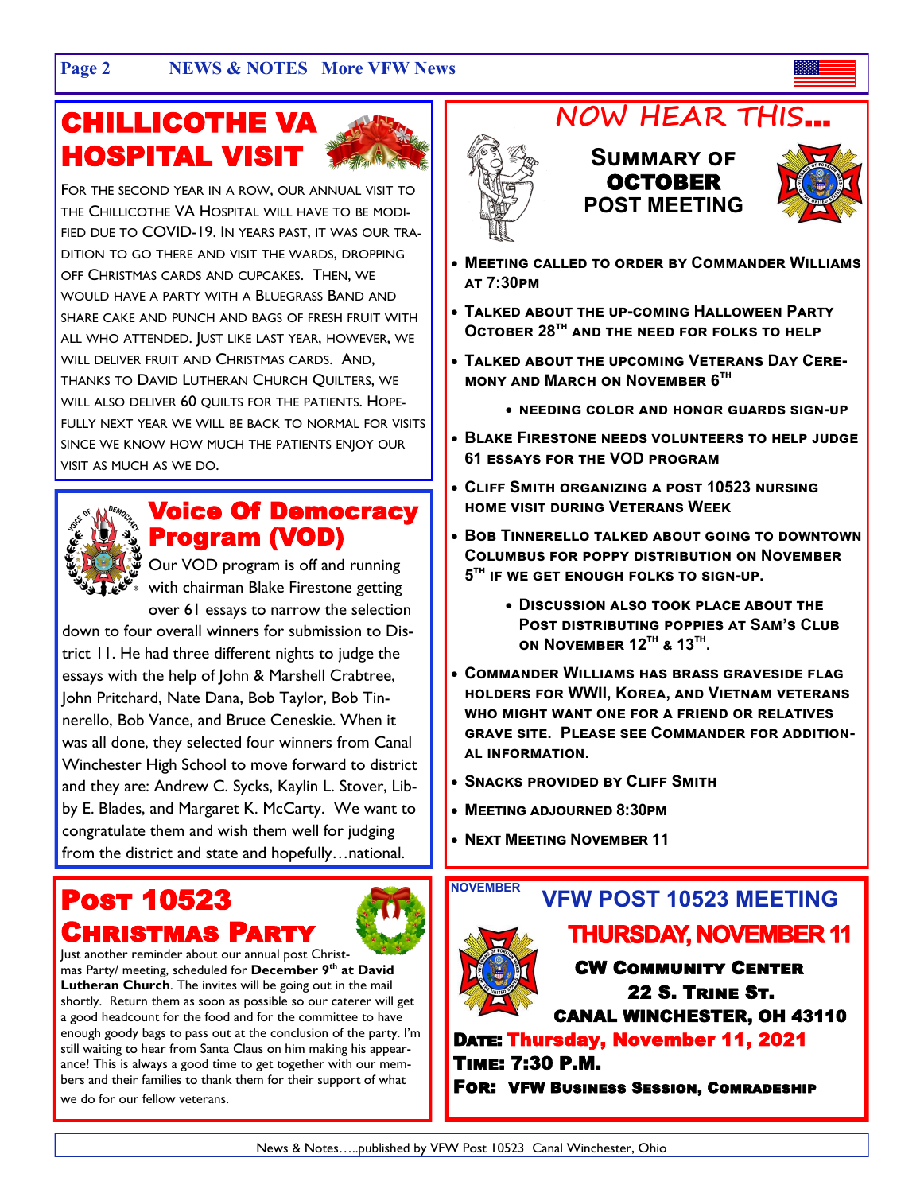## CHILLICOTHE VA HOSPITAL VISIT

For the second year in a row, our annual visit to the Chillicothe VA Hospital will have to be modified due to COVID-19. In years past, it was our tradition to go there and visit the wards, dropping off Christmas cards and cupcakes. Then, we would have a party with a Bluegrass Band and share cake and punch and bags of fresh fruit with all who attended. Just like last year, however, we will deliver fruit and Christmas cards. And, thanks to David Lutheran Church Quilters, we will also deliver 60 quilts for the patients. Hopefully next year we will be back to normal for visits since we know how much the patients enjoy our visit as much as we do.

## Voice Of Democracy Program (VOD)

Our VOD program is off and running with chairman Blake Firestone getting over 61 essays to narrow the selection down to four overall winners for submission to District 11. He had three different nights to judge the essays with the help of John & Marshell Crabtree, John Pritchard, Nate Dana, Bob Taylor, Bob Tinnerello, Bob Vance, and Bruce Ceneskie. When it was all done, they selected four winners from Canal Winchester High School to move forward to district and they are: Andrew C. Sycks, Kaylin L. Stover, Libby E. Blades, and Margaret K. McCarty. We want to congratulate them and wish them well for judging from the district and state and hopefully…national.

## Post 10523 Christmas Party

Just another reminder about our annual post Christmas Party/ meeting, scheduled for **December 9th at David Lutheran Church**. The invites will be going out in the mail shortly. Return them as soon as possible so our caterer will get a good headcount for the food and for the committee to have enough goody bags to pass out at the conclusion of the party. I'm still waiting to hear from Santa Claus on him making his appearance! This is always a good time to get together with our members and their families to thank them for their support of what we do for our fellow veterans.

## NOW HEAR THIS…

### Summary of OCTOBER POST MEETING

- Meeting called to order by Commander Williams at 7:30pm
- Talked about the up-coming Halloween Party October 28th and the need for folks to help
- Talked about the upcoming Veterans Day Ceremony and March on November 6th
  - needing color and honor guards sign-up
- Blake Firestone needs volunteers to help judge 61 essays for the VOD program
- Cliff Smith organizing a post 10523 nursing home visit during Veterans Week
- Bob Tinnerello talked about going to downtown Columbus for poppy distribution on November 5th if we get enough folks to sign-up.
  - Discussion also took place about the Post distributing poppies at Sam's Club on November 12th & 13th.
- Commander Williams has brass graveside flag holders for WWII, Korea, and Vietnam veterans who might want one for a friend or relatives grave site. Please see Commander for additional information.
- Snacks provided by Cliff Smith
- Meeting adjourned 8:30pm
- Next Meeting November 11

## NOVEMBER VFW POST 10523 MEETING

### THURSDAY, NOVEMBER 11

**CW Community Center**
**22 S. Trine St.**
**Canal Winchester, OH 43110**

**Date:** Thursday, November 11, 2021

**Time:** 7:30 P.M.

**For:** VFW Business Session, Comradeship

News & Notes…..published by VFW Post 10523 Canal Winchester, Ohio